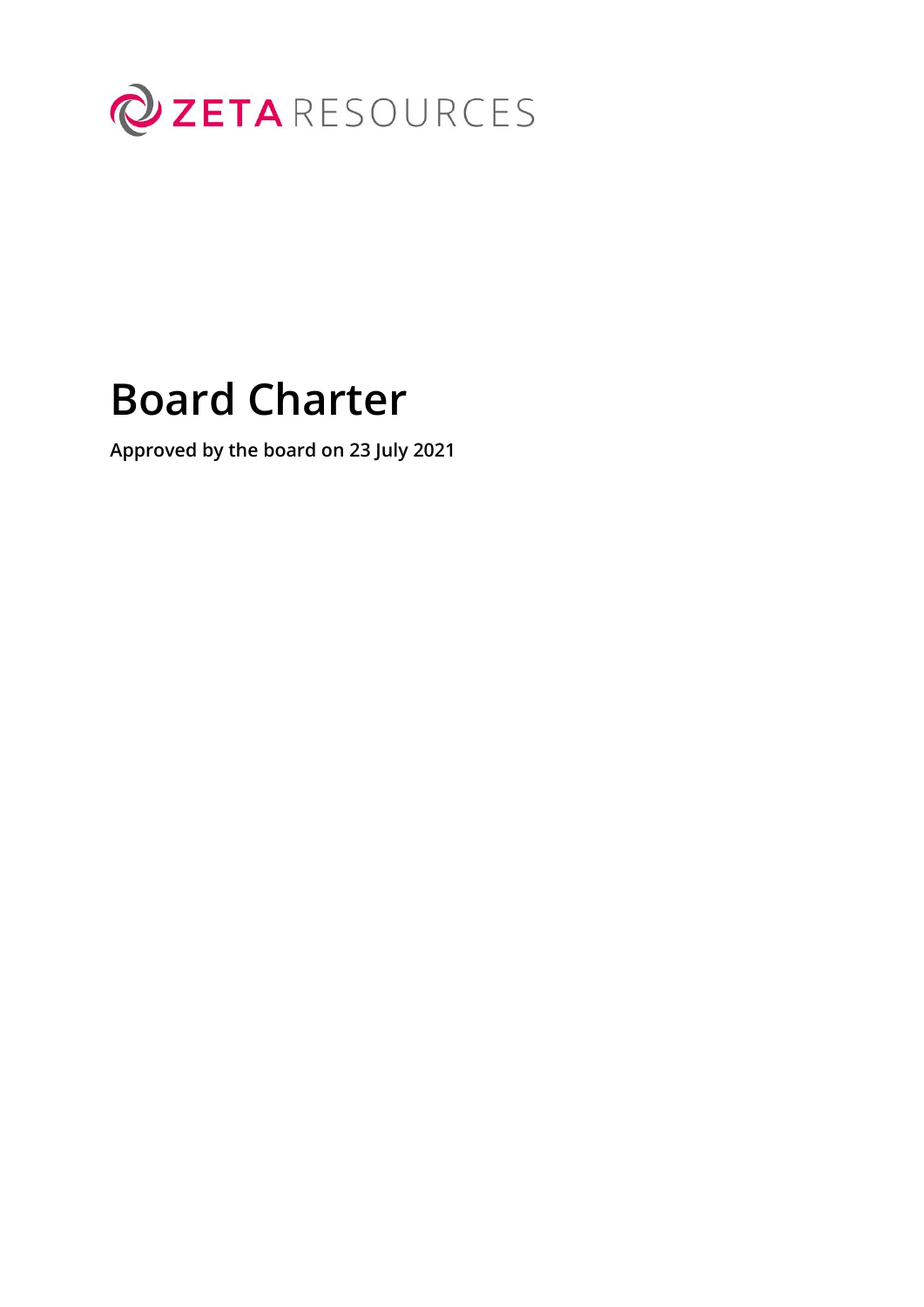ZETA RESOURCES

# Board Charter

**Approved by the board on 23 July 2021**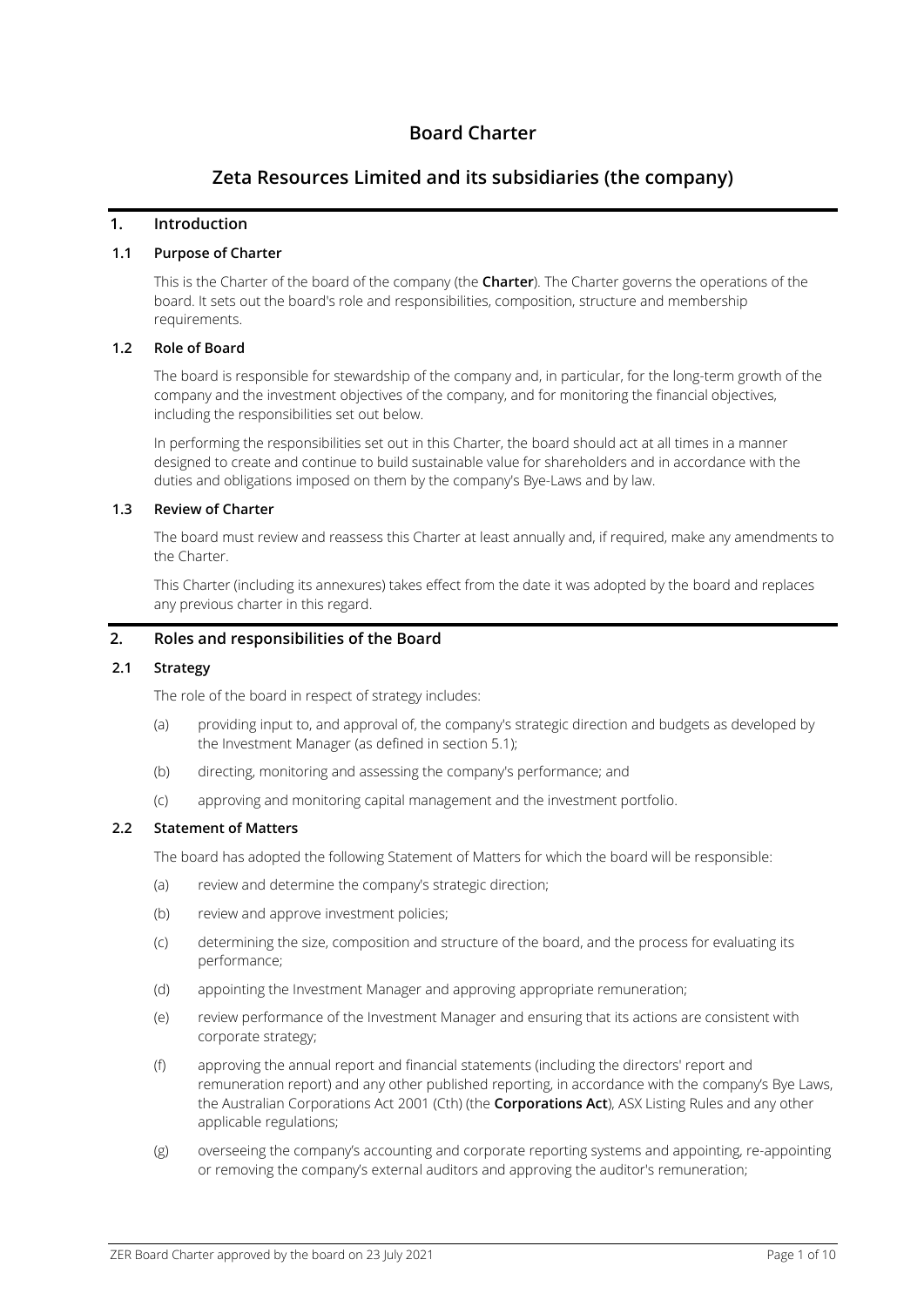# Board Charter

## Zeta Resources Limited and its subsidiaries (the company)

## 1. Introduction

### 1.1 Purpose of Charter

This is the Charter of the board of the company (the **Charter**). The Charter governs the operations of the board. It sets out the board's role and responsibilities, composition, structure and membership requirements.

### 1.2 Role of Board

The board is responsible for stewardship of the company and, in particular, for the long-term growth of the company and the investment objectives of the company, and for monitoring the financial objectives, including the responsibilities set out below.

In performing the responsibilities set out in this Charter, the board should act at all times in a manner designed to create and continue to build sustainable value for shareholders and in accordance with the duties and obligations imposed on them by the company's Bye-Laws and by law.

### 1.3 Review of Charter

The board must review and reassess this Charter at least annually and, if required, make any amendments to the Charter.

This Charter (including its annexures) takes effect from the date it was adopted by the board and replaces any previous charter in this regard.

## 2. Roles and responsibilities of the Board

### 2.1 Strategy

The role of the board in respect of strategy includes:

(a) providing input to, and approval of, the company's strategic direction and budgets as developed by the Investment Manager (as defined in section 5.1);

(b) directing, monitoring and assessing the company's performance; and

(c) approving and monitoring capital management and the investment portfolio.

### 2.2 Statement of Matters

The board has adopted the following Statement of Matters for which the board will be responsible:

(a) review and determine the company's strategic direction;

(b) review and approve investment policies;

(c) determining the size, composition and structure of the board, and the process for evaluating its performance;

(d) appointing the Investment Manager and approving appropriate remuneration;

(e) review performance of the Investment Manager and ensuring that its actions are consistent with corporate strategy;

(f) approving the annual report and financial statements (including the directors' report and remuneration report) and any other published reporting, in accordance with the company's Bye Laws, the Australian Corporations Act 2001 (Cth) (the **Corporations Act**), ASX Listing Rules and any other applicable regulations;

(g) overseeing the company's accounting and corporate reporting systems and appointing, re-appointing or removing the company's external auditors and approving the auditor's remuneration;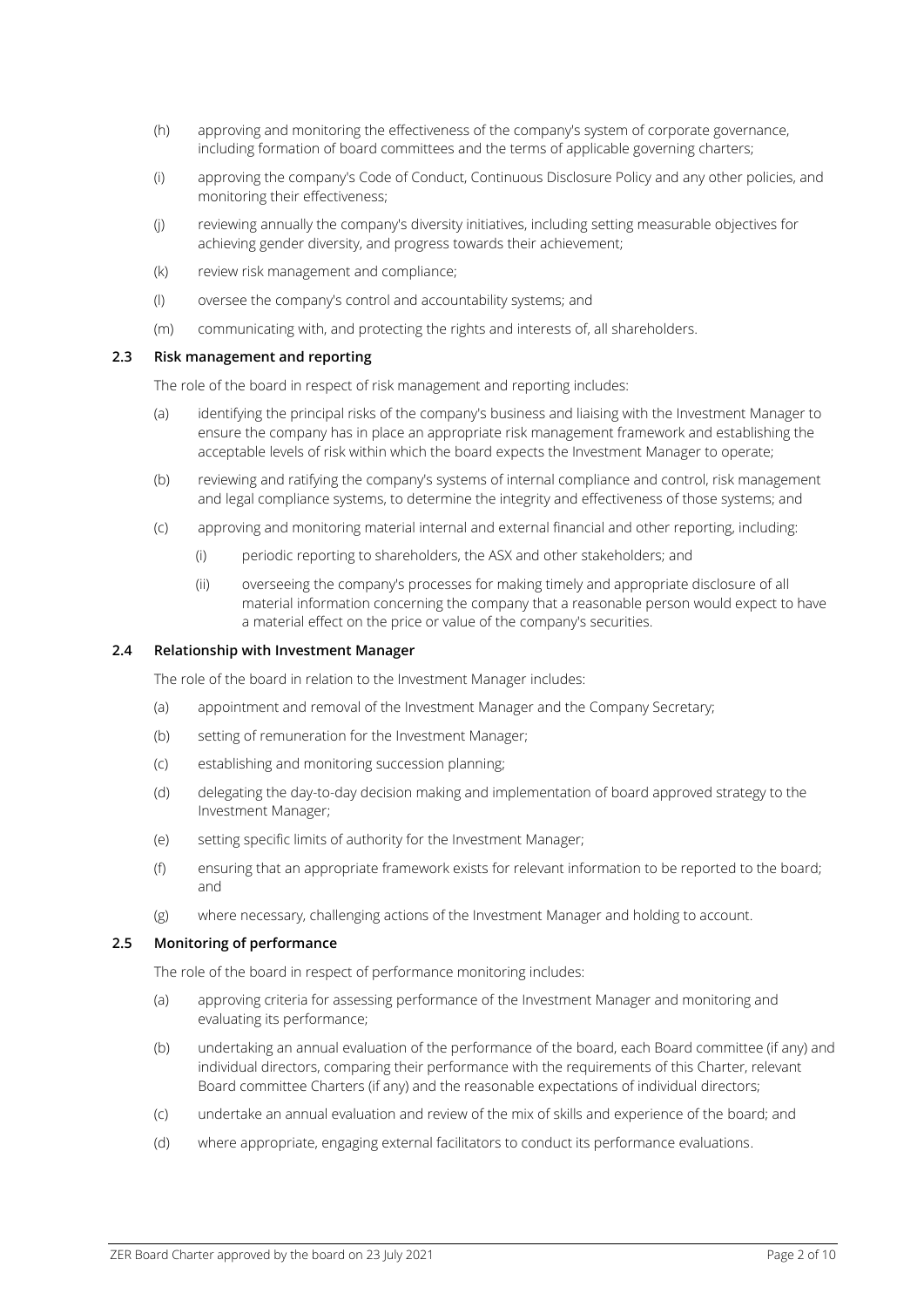(h) approving and monitoring the effectiveness of the company's system of corporate governance, including formation of board committees and the terms of applicable governing charters;

(i) approving the company's Code of Conduct, Continuous Disclosure Policy and any other policies, and monitoring their effectiveness;

(j) reviewing annually the company's diversity initiatives, including setting measurable objectives for achieving gender diversity, and progress towards their achievement;

(k) review risk management and compliance;

(l) oversee the company's control and accountability systems; and

(m) communicating with, and protecting the rights and interests of, all shareholders.

### 2.3 Risk management and reporting

The role of the board in respect of risk management and reporting includes:

(a) identifying the principal risks of the company's business and liaising with the Investment Manager to ensure the company has in place an appropriate risk management framework and establishing the acceptable levels of risk within which the board expects the Investment Manager to operate;

(b) reviewing and ratifying the company's systems of internal compliance and control, risk management and legal compliance systems, to determine the integrity and effectiveness of those systems; and

(c) approving and monitoring material internal and external financial and other reporting, including:

  (i) periodic reporting to shareholders, the ASX and other stakeholders; and

  (ii) overseeing the company's processes for making timely and appropriate disclosure of all material information concerning the company that a reasonable person would expect to have a material effect on the price or value of the company's securities.

### 2.4 Relationship with Investment Manager

The role of the board in relation to the Investment Manager includes:

(a) appointment and removal of the Investment Manager and the Company Secretary;

(b) setting of remuneration for the Investment Manager;

(c) establishing and monitoring succession planning;

(d) delegating the day-to-day decision making and implementation of board approved strategy to the Investment Manager;

(e) setting specific limits of authority for the Investment Manager;

(f) ensuring that an appropriate framework exists for relevant information to be reported to the board; and

(g) where necessary, challenging actions of the Investment Manager and holding to account.

### 2.5 Monitoring of performance

The role of the board in respect of performance monitoring includes:

(a) approving criteria for assessing performance of the Investment Manager and monitoring and evaluating its performance;

(b) undertaking an annual evaluation of the performance of the board, each Board committee (if any) and individual directors, comparing their performance with the requirements of this Charter, relevant Board committee Charters (if any) and the reasonable expectations of individual directors;

(c) undertake an annual evaluation and review of the mix of skills and experience of the board; and

(d) where appropriate, engaging external facilitators to conduct its performance evaluations.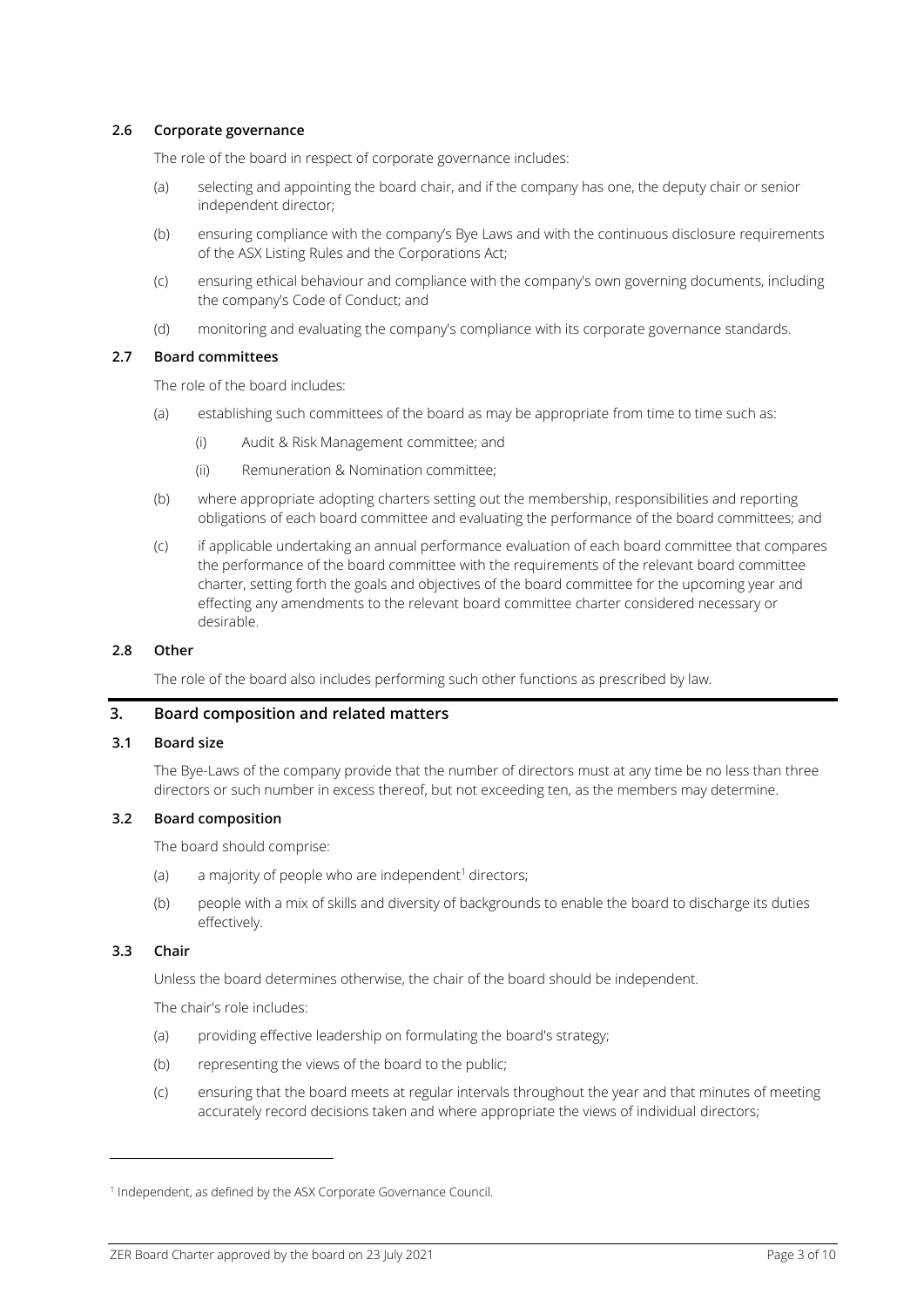### 2.6 Corporate governance

The role of the board in respect of corporate governance includes:

(a) selecting and appointing the board chair, and if the company has one, the deputy chair or senior independent director;

(b) ensuring compliance with the company's Bye Laws and with the continuous disclosure requirements of the ASX Listing Rules and the Corporations Act;

(c) ensuring ethical behaviour and compliance with the company's own governing documents, including the company's Code of Conduct; and

(d) monitoring and evaluating the company's compliance with its corporate governance standards.

### 2.7 Board committees

The role of the board includes:

(a) establishing such committees of the board as may be appropriate from time to time such as:

  (i) Audit & Risk Management committee; and

  (ii) Remuneration & Nomination committee;

(b) where appropriate adopting charters setting out the membership, responsibilities and reporting obligations of each board committee and evaluating the performance of the board committees; and

(c) if applicable undertaking an annual performance evaluation of each board committee that compares the performance of the board committee with the requirements of the relevant board committee charter, setting forth the goals and objectives of the board committee for the upcoming year and effecting any amendments to the relevant board committee charter considered necessary or desirable.

### 2.8 Other

The role of the board also includes performing such other functions as prescribed by law.

## 3. Board composition and related matters

### 3.1 Board size

The Bye-Laws of the company provide that the number of directors must at any time be no less than three directors or such number in excess thereof, but not exceeding ten, as the members may determine.

### 3.2 Board composition

The board should comprise:

(a) a majority of people who are independent[1] directors;

(b) people with a mix of skills and diversity of backgrounds to enable the board to discharge its duties effectively.

### 3.3 Chair

Unless the board determines otherwise, the chair of the board should be independent.

The chair's role includes:

(a) providing effective leadership on formulating the board's strategy;

(b) representing the views of the board to the public;

(c) ensuring that the board meets at regular intervals throughout the year and that minutes of meeting accurately record decisions taken and where appropriate the views of individual directors;

---

[1] Independent, as defined by the ASX Corporate Governance Council.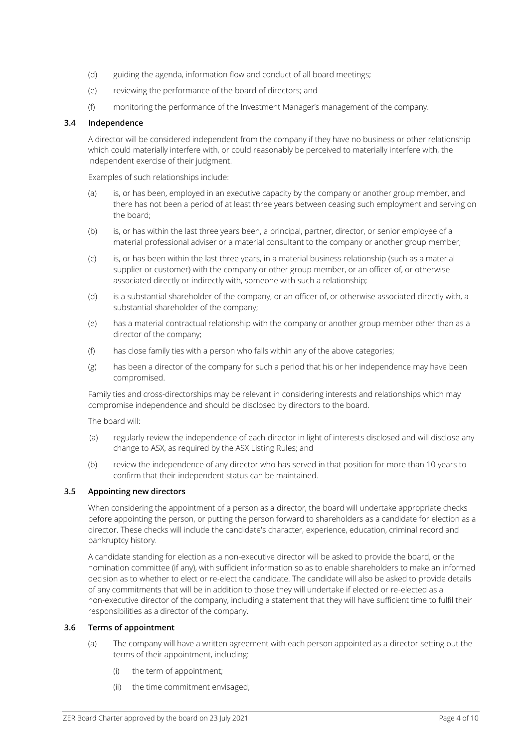(d) guiding the agenda, information flow and conduct of all board meetings;

(e) reviewing the performance of the board of directors; and

(f) monitoring the performance of the Investment Manager's management of the company.

### 3.4 Independence

A director will be considered independent from the company if they have no business or other relationship which could materially interfere with, or could reasonably be perceived to materially interfere with, the independent exercise of their judgment.

Examples of such relationships include:

(a) is, or has been, employed in an executive capacity by the company or another group member, and there has not been a period of at least three years between ceasing such employment and serving on the board;

(b) is, or has within the last three years been, a principal, partner, director, or senior employee of a material professional adviser or a material consultant to the company or another group member;

(c) is, or has been within the last three years, in a material business relationship (such as a material supplier or customer) with the company or other group member, or an officer of, or otherwise associated directly or indirectly with, someone with such a relationship;

(d) is a substantial shareholder of the company, or an officer of, or otherwise associated directly with, a substantial shareholder of the company;

(e) has a material contractual relationship with the company or another group member other than as a director of the company;

(f) has close family ties with a person who falls within any of the above categories;

(g) has been a director of the company for such a period that his or her independence may have been compromised.

Family ties and cross-directorships may be relevant in considering interests and relationships which may compromise independence and should be disclosed by directors to the board.

The board will:

(a) regularly review the independence of each director in light of interests disclosed and will disclose any change to ASX, as required by the ASX Listing Rules; and

(b) review the independence of any director who has served in that position for more than 10 years to confirm that their independent status can be maintained.

### 3.5 Appointing new directors

When considering the appointment of a person as a director, the board will undertake appropriate checks before appointing the person, or putting the person forward to shareholders as a candidate for election as a director. These checks will include the candidate's character, experience, education, criminal record and bankruptcy history.

A candidate standing for election as a non-executive director will be asked to provide the board, or the nomination committee (if any), with sufficient information so as to enable shareholders to make an informed decision as to whether to elect or re-elect the candidate. The candidate will also be asked to provide details of any commitments that will be in addition to those they will undertake if elected or re-elected as a non-executive director of the company, including a statement that they will have sufficient time to fulfil their responsibilities as a director of the company.

### 3.6 Terms of appointment

(a) The company will have a written agreement with each person appointed as a director setting out the terms of their appointment, including:

  (i) the term of appointment;

  (ii) the time commitment envisaged;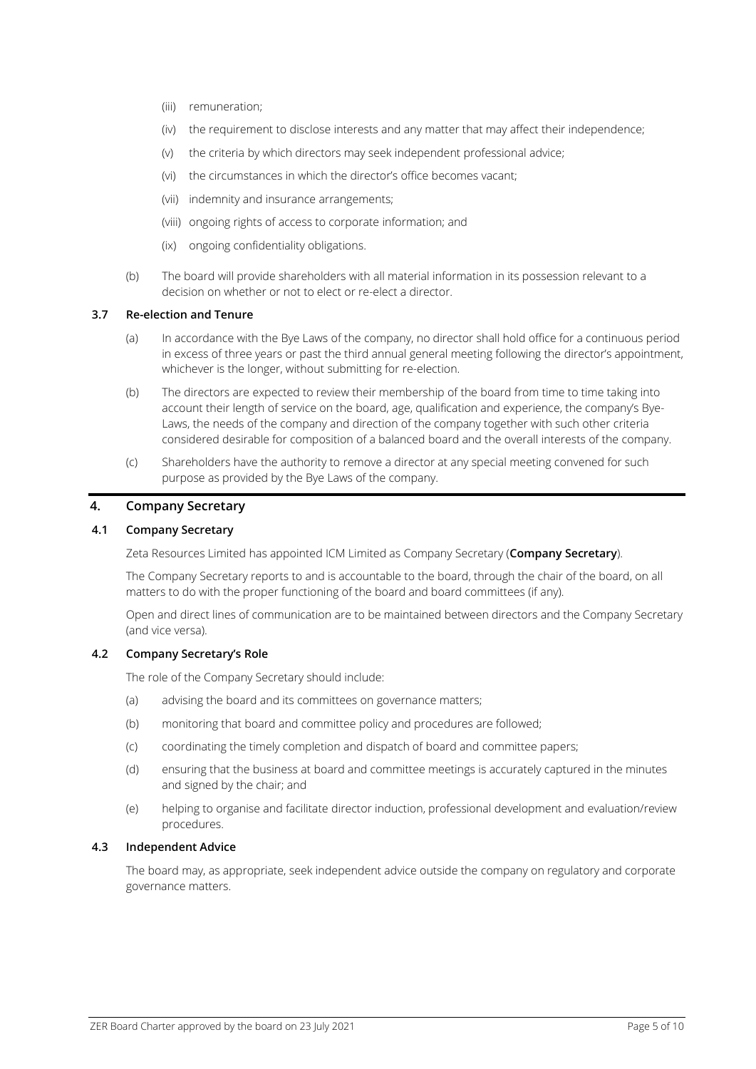(iii) remuneration;

(iv) the requirement to disclose interests and any matter that may affect their independence;

(v) the criteria by which directors may seek independent professional advice;

(vi) the circumstances in which the director's office becomes vacant;

(vii) indemnity and insurance arrangements;

(viii) ongoing rights of access to corporate information; and

(ix) ongoing confidentiality obligations.

(b) The board will provide shareholders with all material information in its possession relevant to a decision on whether or not to elect or re-elect a director.

### 3.7 Re-election and Tenure

(a) In accordance with the Bye Laws of the company, no director shall hold office for a continuous period in excess of three years or past the third annual general meeting following the director's appointment, whichever is the longer, without submitting for re-election.

(b) The directors are expected to review their membership of the board from time to time taking into account their length of service on the board, age, qualification and experience, the company's Bye-Laws, the needs of the company and direction of the company together with such other criteria considered desirable for composition of a balanced board and the overall interests of the company.

(c) Shareholders have the authority to remove a director at any special meeting convened for such purpose as provided by the Bye Laws of the company.

## 4. Company Secretary

### 4.1 Company Secretary

Zeta Resources Limited has appointed ICM Limited as Company Secretary (**Company Secretary**).

The Company Secretary reports to and is accountable to the board, through the chair of the board, on all matters to do with the proper functioning of the board and board committees (if any).

Open and direct lines of communication are to be maintained between directors and the Company Secretary (and vice versa).

### 4.2 Company Secretary's Role

The role of the Company Secretary should include:

(a) advising the board and its committees on governance matters;

(b) monitoring that board and committee policy and procedures are followed;

(c) coordinating the timely completion and dispatch of board and committee papers;

(d) ensuring that the business at board and committee meetings is accurately captured in the minutes and signed by the chair; and

(e) helping to organise and facilitate director induction, professional development and evaluation/review procedures.

### 4.3 Independent Advice

The board may, as appropriate, seek independent advice outside the company on regulatory and corporate governance matters.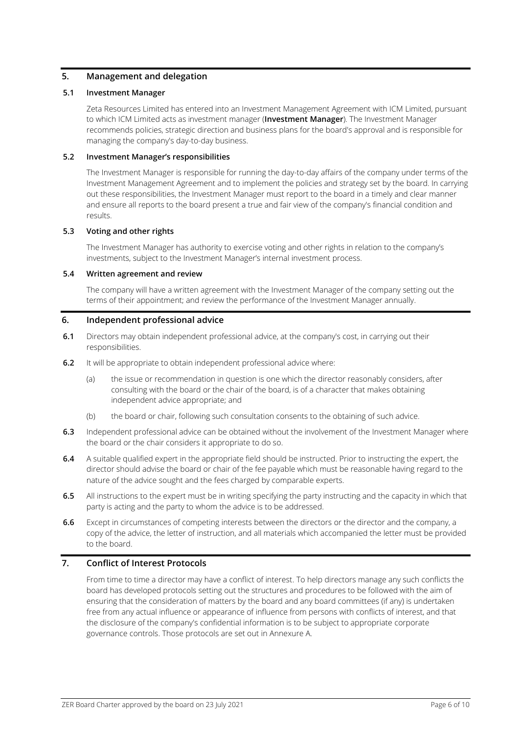## 5. Management and delegation

### 5.1 Investment Manager

Zeta Resources Limited has entered into an Investment Management Agreement with ICM Limited, pursuant to which ICM Limited acts as investment manager (**Investment Manager**). The Investment Manager recommends policies, strategic direction and business plans for the board's approval and is responsible for managing the company's day-to-day business.

### 5.2 Investment Manager's responsibilities

The Investment Manager is responsible for running the day-to-day affairs of the company under terms of the Investment Management Agreement and to implement the policies and strategy set by the board. In carrying out these responsibilities, the Investment Manager must report to the board in a timely and clear manner and ensure all reports to the board present a true and fair view of the company's financial condition and results.

### 5.3 Voting and other rights

The Investment Manager has authority to exercise voting and other rights in relation to the company's investments, subject to the Investment Manager's internal investment process.

### 5.4 Written agreement and review

The company will have a written agreement with the Investment Manager of the company setting out the terms of their appointment; and review the performance of the Investment Manager annually.

## 6. Independent professional advice

**6.1** Directors may obtain independent professional advice, at the company's cost, in carrying out their responsibilities.

**6.2** It will be appropriate to obtain independent professional advice where:

(a) the issue or recommendation in question is one which the director reasonably considers, after consulting with the board or the chair of the board, is of a character that makes obtaining independent advice appropriate; and

(b) the board or chair, following such consultation consents to the obtaining of such advice.

**6.3** Independent professional advice can be obtained without the involvement of the Investment Manager where the board or the chair considers it appropriate to do so.

**6.4** A suitable qualified expert in the appropriate field should be instructed. Prior to instructing the expert, the director should advise the board or chair of the fee payable which must be reasonable having regard to the nature of the advice sought and the fees charged by comparable experts.

**6.5** All instructions to the expert must be in writing specifying the party instructing and the capacity in which that party is acting and the party to whom the advice is to be addressed.

**6.6** Except in circumstances of competing interests between the directors or the director and the company, a copy of the advice, the letter of instruction, and all materials which accompanied the letter must be provided to the board.

## 7. Conflict of Interest Protocols

From time to time a director may have a conflict of interest. To help directors manage any such conflicts the board has developed protocols setting out the structures and procedures to be followed with the aim of ensuring that the consideration of matters by the board and any board committees (if any) is undertaken free from any actual influence or appearance of influence from persons with conflicts of interest, and that the disclosure of the company's confidential information is to be subject to appropriate corporate governance controls. Those protocols are set out in Annexure A.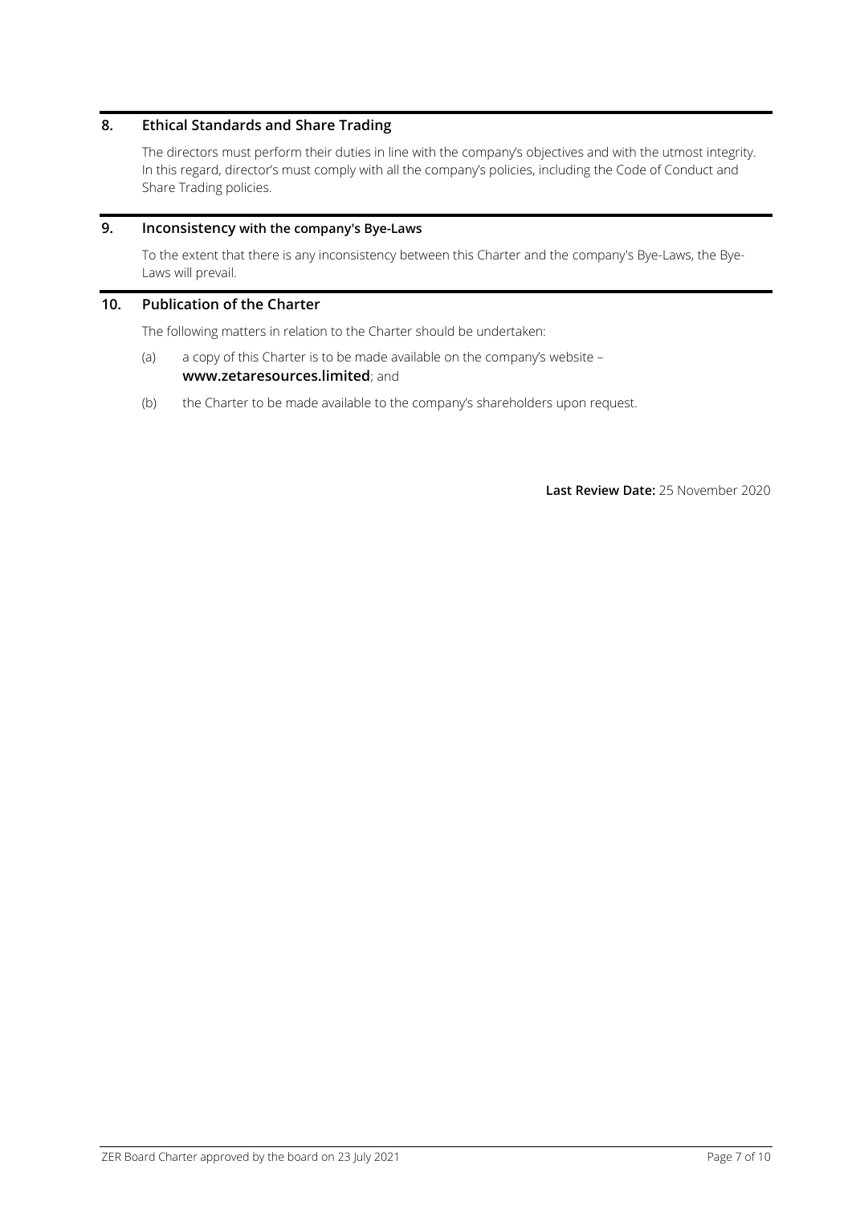## 8. Ethical Standards and Share Trading

The directors must perform their duties in line with the company's objectives and with the utmost integrity. In this regard, director's must comply with all the company's policies, including the Code of Conduct and Share Trading policies.

## 9. Inconsistency with the company's Bye-Laws

To the extent that there is any inconsistency between this Charter and the company's Bye-Laws, the Bye-Laws will prevail.

## 10. Publication of the Charter

The following matters in relation to the Charter should be undertaken:

(a) a copy of this Charter is to be made available on the company's website – **www.zetaresources.limited**; and

(b) the Charter to be made available to the company's shareholders upon request.

**Last Review Date:** 25 November 2020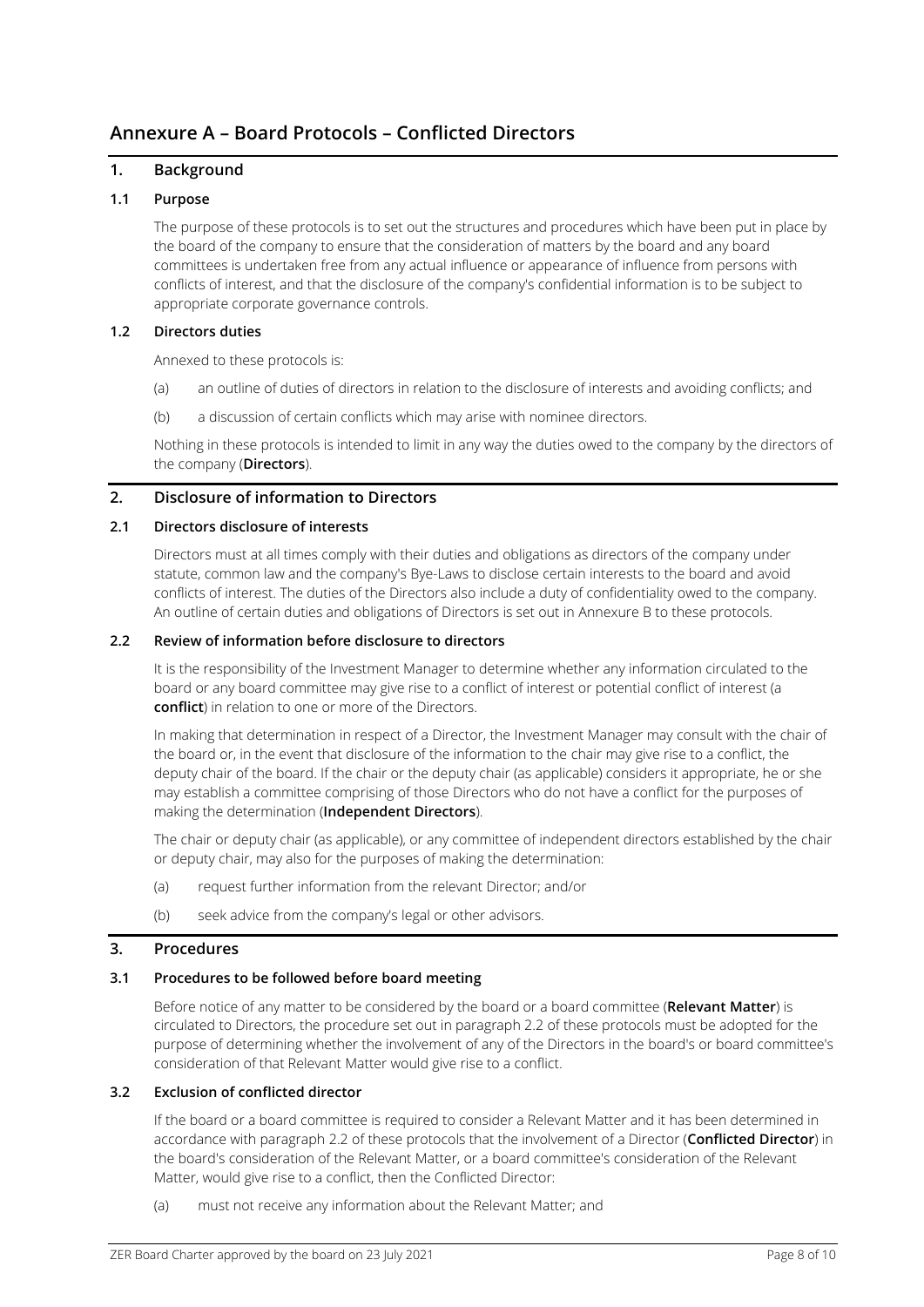# Annexure A – Board Protocols – Conflicted Directors

## 1. Background

### 1.1 Purpose

The purpose of these protocols is to set out the structures and procedures which have been put in place by the board of the company to ensure that the consideration of matters by the board and any board committees is undertaken free from any actual influence or appearance of influence from persons with conflicts of interest, and that the disclosure of the company's confidential information is to be subject to appropriate corporate governance controls.

### 1.2 Directors duties

Annexed to these protocols is:

(a) an outline of duties of directors in relation to the disclosure of interests and avoiding conflicts; and

(b) a discussion of certain conflicts which may arise with nominee directors.

Nothing in these protocols is intended to limit in any way the duties owed to the company by the directors of the company (**Directors**).

## 2. Disclosure of information to Directors

### 2.1 Directors disclosure of interests

Directors must at all times comply with their duties and obligations as directors of the company under statute, common law and the company's Bye-Laws to disclose certain interests to the board and avoid conflicts of interest. The duties of the Directors also include a duty of confidentiality owed to the company. An outline of certain duties and obligations of Directors is set out in Annexure B to these protocols.

### 2.2 Review of information before disclosure to directors

It is the responsibility of the Investment Manager to determine whether any information circulated to the board or any board committee may give rise to a conflict of interest or potential conflict of interest (a **conflict**) in relation to one or more of the Directors.

In making that determination in respect of a Director, the Investment Manager may consult with the chair of the board or, in the event that disclosure of the information to the chair may give rise to a conflict, the deputy chair of the board. If the chair or the deputy chair (as applicable) considers it appropriate, he or she may establish a committee comprising of those Directors who do not have a conflict for the purposes of making the determination (**Independent Directors**).

The chair or deputy chair (as applicable), or any committee of independent directors established by the chair or deputy chair, may also for the purposes of making the determination:

(a) request further information from the relevant Director; and/or

(b) seek advice from the company's legal or other advisors.

## 3. Procedures

### 3.1 Procedures to be followed before board meeting

Before notice of any matter to be considered by the board or a board committee (**Relevant Matter**) is circulated to Directors, the procedure set out in paragraph 2.2 of these protocols must be adopted for the purpose of determining whether the involvement of any of the Directors in the board's or board committee's consideration of that Relevant Matter would give rise to a conflict.

### 3.2 Exclusion of conflicted director

If the board or a board committee is required to consider a Relevant Matter and it has been determined in accordance with paragraph 2.2 of these protocols that the involvement of a Director (**Conflicted Director**) in the board's consideration of the Relevant Matter, or a board committee's consideration of the Relevant Matter, would give rise to a conflict, then the Conflicted Director:

(a) must not receive any information about the Relevant Matter; and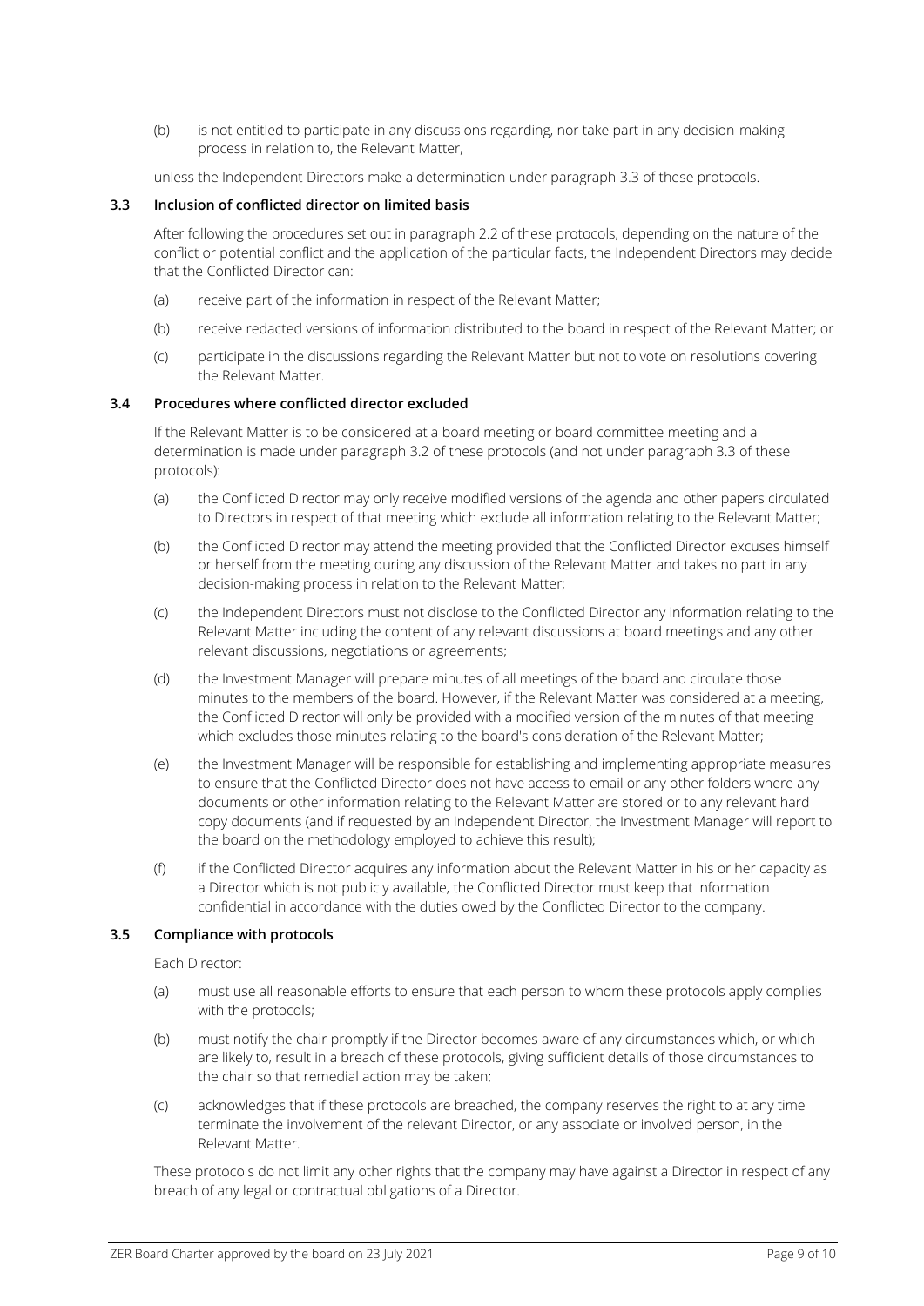(b) is not entitled to participate in any discussions regarding, nor take part in any decision-making process in relation to, the Relevant Matter,

unless the Independent Directors make a determination under paragraph 3.3 of these protocols.

### 3.3 Inclusion of conflicted director on limited basis

After following the procedures set out in paragraph 2.2 of these protocols, depending on the nature of the conflict or potential conflict and the application of the particular facts, the Independent Directors may decide that the Conflicted Director can:

(a) receive part of the information in respect of the Relevant Matter;

(b) receive redacted versions of information distributed to the board in respect of the Relevant Matter; or

(c) participate in the discussions regarding the Relevant Matter but not to vote on resolutions covering the Relevant Matter.

### 3.4 Procedures where conflicted director excluded

If the Relevant Matter is to be considered at a board meeting or board committee meeting and a determination is made under paragraph 3.2 of these protocols (and not under paragraph 3.3 of these protocols):

(a) the Conflicted Director may only receive modified versions of the agenda and other papers circulated to Directors in respect of that meeting which exclude all information relating to the Relevant Matter;

(b) the Conflicted Director may attend the meeting provided that the Conflicted Director excuses himself or herself from the meeting during any discussion of the Relevant Matter and takes no part in any decision-making process in relation to the Relevant Matter;

(c) the Independent Directors must not disclose to the Conflicted Director any information relating to the Relevant Matter including the content of any relevant discussions at board meetings and any other relevant discussions, negotiations or agreements;

(d) the Investment Manager will prepare minutes of all meetings of the board and circulate those minutes to the members of the board. However, if the Relevant Matter was considered at a meeting, the Conflicted Director will only be provided with a modified version of the minutes of that meeting which excludes those minutes relating to the board's consideration of the Relevant Matter;

(e) the Investment Manager will be responsible for establishing and implementing appropriate measures to ensure that the Conflicted Director does not have access to email or any other folders where any documents or other information relating to the Relevant Matter are stored or to any relevant hard copy documents (and if requested by an Independent Director, the Investment Manager will report to the board on the methodology employed to achieve this result);

(f) if the Conflicted Director acquires any information about the Relevant Matter in his or her capacity as a Director which is not publicly available, the Conflicted Director must keep that information confidential in accordance with the duties owed by the Conflicted Director to the company.

### 3.5 Compliance with protocols

Each Director:

(a) must use all reasonable efforts to ensure that each person to whom these protocols apply complies with the protocols;

(b) must notify the chair promptly if the Director becomes aware of any circumstances which, or which are likely to, result in a breach of these protocols, giving sufficient details of those circumstances to the chair so that remedial action may be taken;

(c) acknowledges that if these protocols are breached, the company reserves the right to at any time terminate the involvement of the relevant Director, or any associate or involved person, in the Relevant Matter.

These protocols do not limit any other rights that the company may have against a Director in respect of any breach of any legal or contractual obligations of a Director.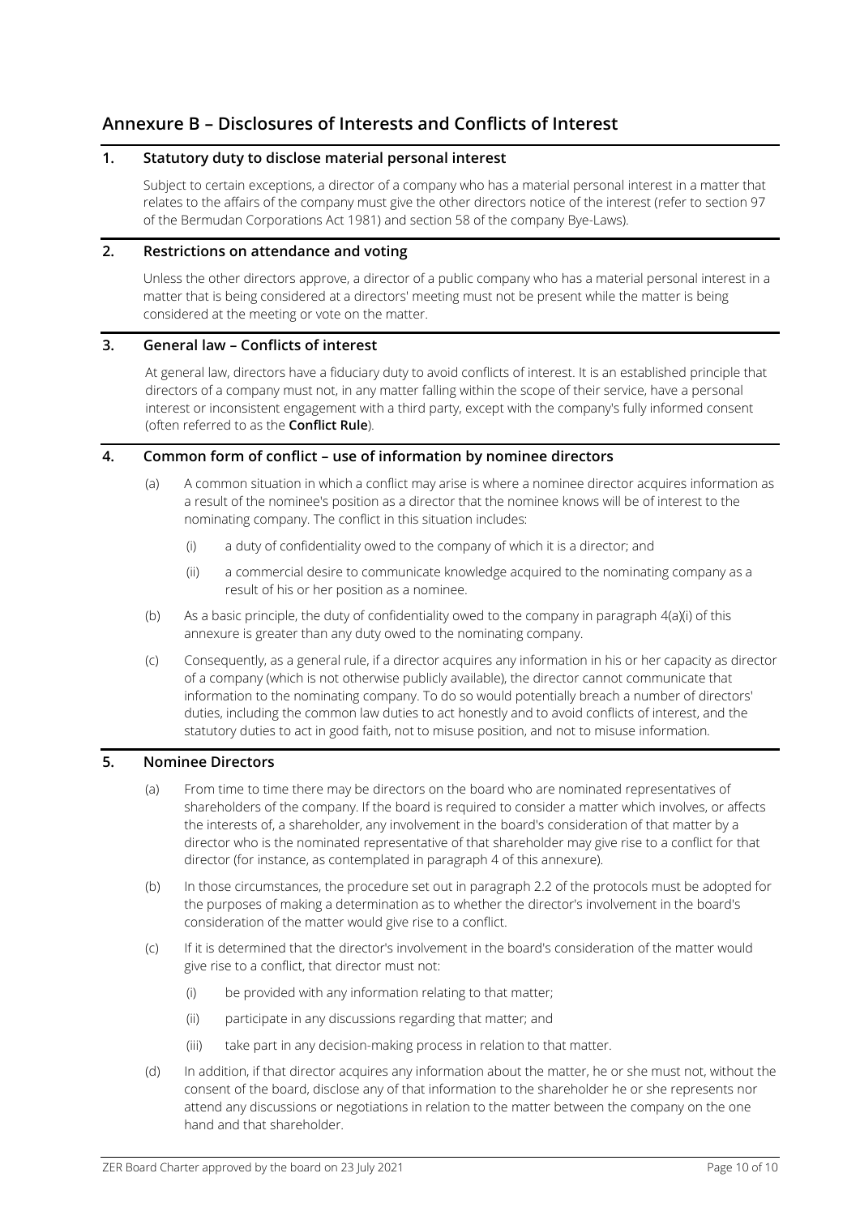## Annexure B – Disclosures of Interests and Conflicts of Interest

### 1. Statutory duty to disclose material personal interest

Subject to certain exceptions, a director of a company who has a material personal interest in a matter that relates to the affairs of the company must give the other directors notice of the interest (refer to section 97 of the Bermudan Corporations Act 1981) and section 58 of the company Bye-Laws).

### 2. Restrictions on attendance and voting

Unless the other directors approve, a director of a public company who has a material personal interest in a matter that is being considered at a directors' meeting must not be present while the matter is being considered at the meeting or vote on the matter.

### 3. General law – Conflicts of interest

At general law, directors have a fiduciary duty to avoid conflicts of interest. It is an established principle that directors of a company must not, in any matter falling within the scope of their service, have a personal interest or inconsistent engagement with a third party, except with the company's fully informed consent (often referred to as the **Conflict Rule**).

### 4. Common form of conflict – use of information by nominee directors

(a) A common situation in which a conflict may arise is where a nominee director acquires information as a result of the nominee's position as a director that the nominee knows will be of interest to the nominating company. The conflict in this situation includes:

  (i) a duty of confidentiality owed to the company of which it is a director; and

  (ii) a commercial desire to communicate knowledge acquired to the nominating company as a result of his or her position as a nominee.

(b) As a basic principle, the duty of confidentiality owed to the company in paragraph 4(a)(i) of this annexure is greater than any duty owed to the nominating company.

(c) Consequently, as a general rule, if a director acquires any information in his or her capacity as director of a company (which is not otherwise publicly available), the director cannot communicate that information to the nominating company. To do so would potentially breach a number of directors' duties, including the common law duties to act honestly and to avoid conflicts of interest, and the statutory duties to act in good faith, not to misuse position, and not to misuse information.

### 5. Nominee Directors

(a) From time to time there may be directors on the board who are nominated representatives of shareholders of the company. If the board is required to consider a matter which involves, or affects the interests of, a shareholder, any involvement in the board's consideration of that matter by a director who is the nominated representative of that shareholder may give rise to a conflict for that director (for instance, as contemplated in paragraph 4 of this annexure).

(b) In those circumstances, the procedure set out in paragraph 2.2 of the protocols must be adopted for the purposes of making a determination as to whether the director's involvement in the board's consideration of the matter would give rise to a conflict.

(c) If it is determined that the director's involvement in the board's consideration of the matter would give rise to a conflict, that director must not:

  (i) be provided with any information relating to that matter;

  (ii) participate in any discussions regarding that matter; and

  (iii) take part in any decision-making process in relation to that matter.

(d) In addition, if that director acquires any information about the matter, he or she must not, without the consent of the board, disclose any of that information to the shareholder he or she represents nor attend any discussions or negotiations in relation to the matter between the company on the one hand and that shareholder.